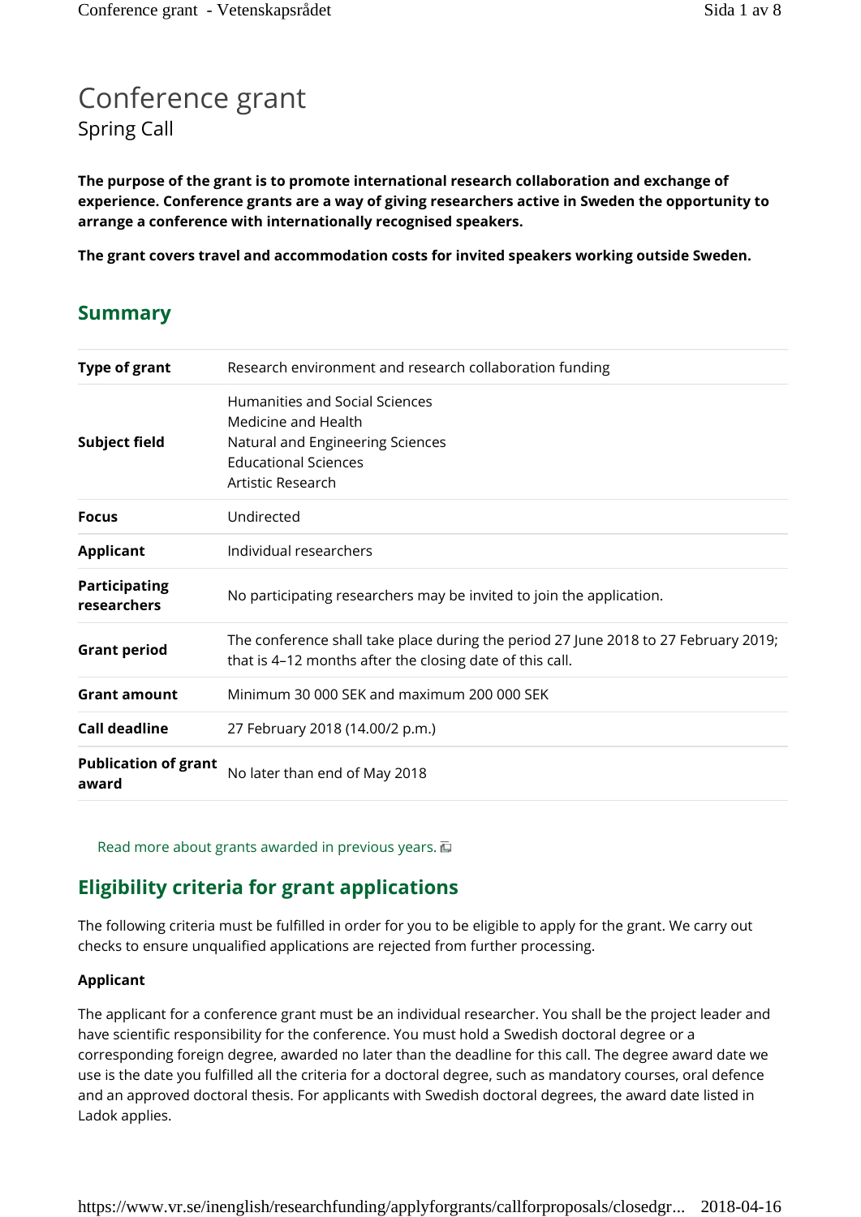# Conference grant

Spring Call

**The purpose of the grant is to promote international research collaboration and exchange of experience. Conference grants are a way of giving researchers active in Sweden the opportunity to arrange a conference with internationally recognised speakers.**

**The grant covers travel and accommodation costs for invited speakers working outside Sweden.**

## Summary

| | |
|---|---|
| **Type of grant** | Research environment and research collaboration funding |
| **Subject field** | Humanities and Social Sciences<br>Medicine and Health<br>Natural and Engineering Sciences<br>Educational Sciences<br>Artistic Research |
| **Focus** | Undirected |
| **Applicant** | Individual researchers |
| **Participating researchers** | No participating researchers may be invited to join the application. |
| **Grant period** | The conference shall take place during the period 27 June 2018 to 27 February 2019; that is 4–12 months after the closing date of this call. |
| **Grant amount** | Minimum 30 000 SEK and maximum 200 000 SEK |
| **Call deadline** | 27 February 2018 (14.00/2 p.m.) |
| **Publication of grant award** | No later than end of May 2018 |

Read more about grants awarded in previous years.

## Eligibility criteria for grant applications

The following criteria must be fulfilled in order for you to be eligible to apply for the grant. We carry out checks to ensure unqualified applications are rejected from further processing.

### Applicant

The applicant for a conference grant must be an individual researcher. You shall be the project leader and have scientific responsibility for the conference. You must hold a Swedish doctoral degree or a corresponding foreign degree, awarded no later than the deadline for this call. The degree award date we use is the date you fulfilled all the criteria for a doctoral degree, such as mandatory courses, oral defence and an approved doctoral thesis. For applicants with Swedish doctoral degrees, the award date listed in Ladok applies.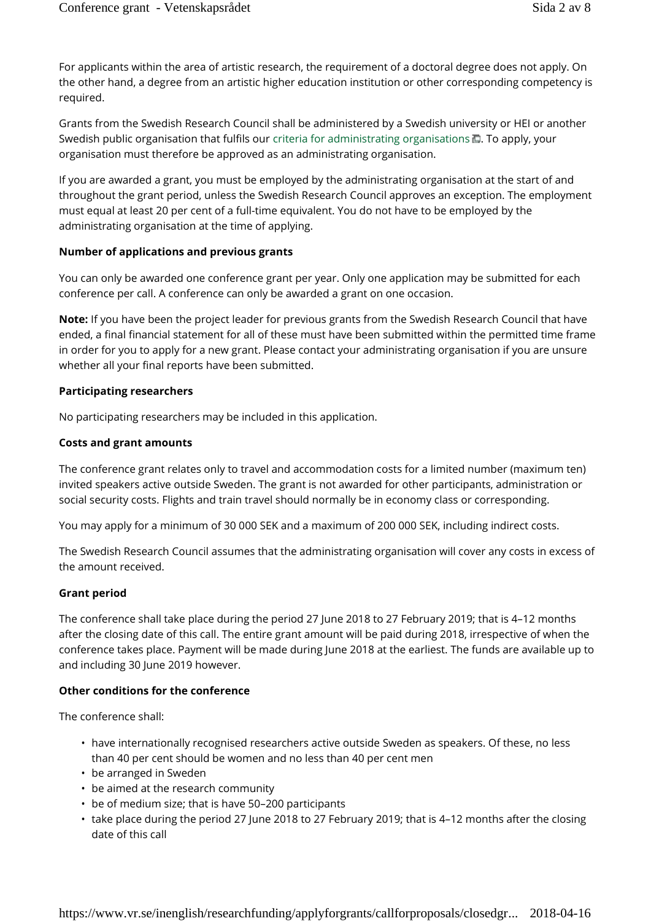For applicants within the area of artistic research, the requirement of a doctoral degree does not apply. On the other hand, a degree from an artistic higher education institution or other corresponding competency is required.

Grants from the Swedish Research Council shall be administered by a Swedish university or HEI or another Swedish public organisation that fulfils our criteria for administrating organisations. To apply, your organisation must therefore be approved as an administrating organisation.

If you are awarded a grant, you must be employed by the administrating organisation at the start of and throughout the grant period, unless the Swedish Research Council approves an exception. The employment must equal at least 20 per cent of a full-time equivalent. You do not have to be employed by the administrating organisation at the time of applying.

**Number of applications and previous grants**

You can only be awarded one conference grant per year. Only one application may be submitted for each conference per call. A conference can only be awarded a grant on one occasion.

**Note:** If you have been the project leader for previous grants from the Swedish Research Council that have ended, a final financial statement for all of these must have been submitted within the permitted time frame in order for you to apply for a new grant. Please contact your administrating organisation if you are unsure whether all your final reports have been submitted.

**Participating researchers**

No participating researchers may be included in this application.

**Costs and grant amounts**

The conference grant relates only to travel and accommodation costs for a limited number (maximum ten) invited speakers active outside Sweden. The grant is not awarded for other participants, administration or social security costs. Flights and train travel should normally be in economy class or corresponding.

You may apply for a minimum of 30 000 SEK and a maximum of 200 000 SEK, including indirect costs.

The Swedish Research Council assumes that the administrating organisation will cover any costs in excess of the amount received.

**Grant period**

The conference shall take place during the period 27 June 2018 to 27 February 2019; that is 4–12 months after the closing date of this call. The entire grant amount will be paid during 2018, irrespective of when the conference takes place. Payment will be made during June 2018 at the earliest. The funds are available up to and including 30 June 2019 however.

**Other conditions for the conference**

The conference shall:

- have internationally recognised researchers active outside Sweden as speakers. Of these, no less than 40 per cent should be women and no less than 40 per cent men
- be arranged in Sweden
- be aimed at the research community
- be of medium size; that is have 50–200 participants
- take place during the period 27 June 2018 to 27 February 2019; that is 4–12 months after the closing date of this call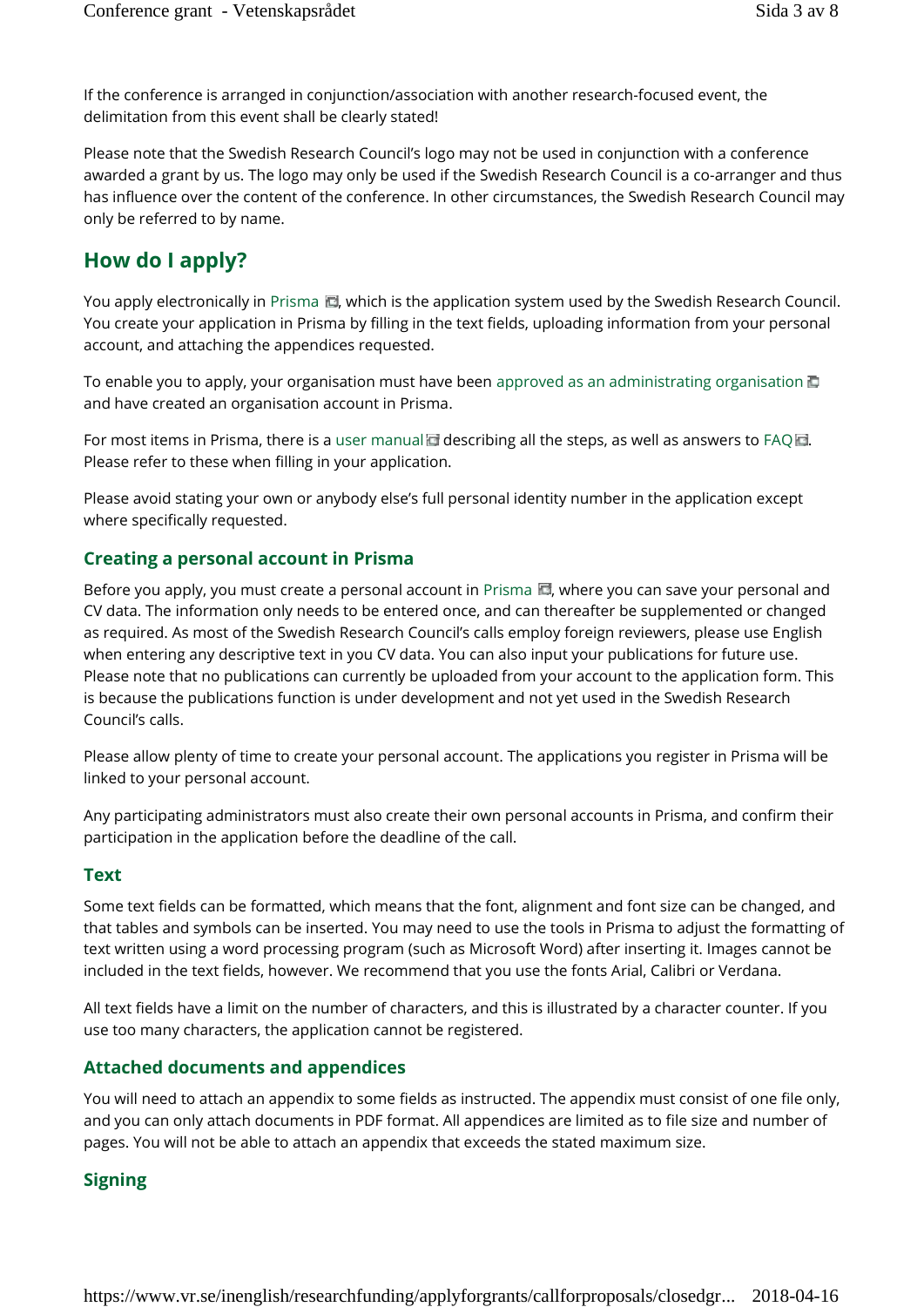If the conference is arranged in conjunction/association with another research-focused event, the delimitation from this event shall be clearly stated!

Please note that the Swedish Research Council's logo may not be used in conjunction with a conference awarded a grant by us. The logo may only be used if the Swedish Research Council is a co-arranger and thus has influence over the content of the conference. In other circumstances, the Swedish Research Council may only be referred to by name.

## How do I apply?

You apply electronically in Prisma, which is the application system used by the Swedish Research Council. You create your application in Prisma by filling in the text fields, uploading information from your personal account, and attaching the appendices requested.

To enable you to apply, your organisation must have been approved as an administrating organisation and have created an organisation account in Prisma.

For most items in Prisma, there is a user manual describing all the steps, as well as answers to FAQ. Please refer to these when filling in your application.

Please avoid stating your own or anybody else's full personal identity number in the application except where specifically requested.

### Creating a personal account in Prisma

Before you apply, you must create a personal account in Prisma, where you can save your personal and CV data. The information only needs to be entered once, and can thereafter be supplemented or changed as required. As most of the Swedish Research Council's calls employ foreign reviewers, please use English when entering any descriptive text in you CV data. You can also input your publications for future use. Please note that no publications can currently be uploaded from your account to the application form. This is because the publications function is under development and not yet used in the Swedish Research Council's calls.

Please allow plenty of time to create your personal account. The applications you register in Prisma will be linked to your personal account.

Any participating administrators must also create their own personal accounts in Prisma, and confirm their participation in the application before the deadline of the call.

### Text

Some text fields can be formatted, which means that the font, alignment and font size can be changed, and that tables and symbols can be inserted. You may need to use the tools in Prisma to adjust the formatting of text written using a word processing program (such as Microsoft Word) after inserting it. Images cannot be included in the text fields, however. We recommend that you use the fonts Arial, Calibri or Verdana.

All text fields have a limit on the number of characters, and this is illustrated by a character counter. If you use too many characters, the application cannot be registered.

### Attached documents and appendices

You will need to attach an appendix to some fields as instructed. The appendix must consist of one file only, and you can only attach documents in PDF format. All appendices are limited as to file size and number of pages. You will not be able to attach an appendix that exceeds the stated maximum size.

### Signing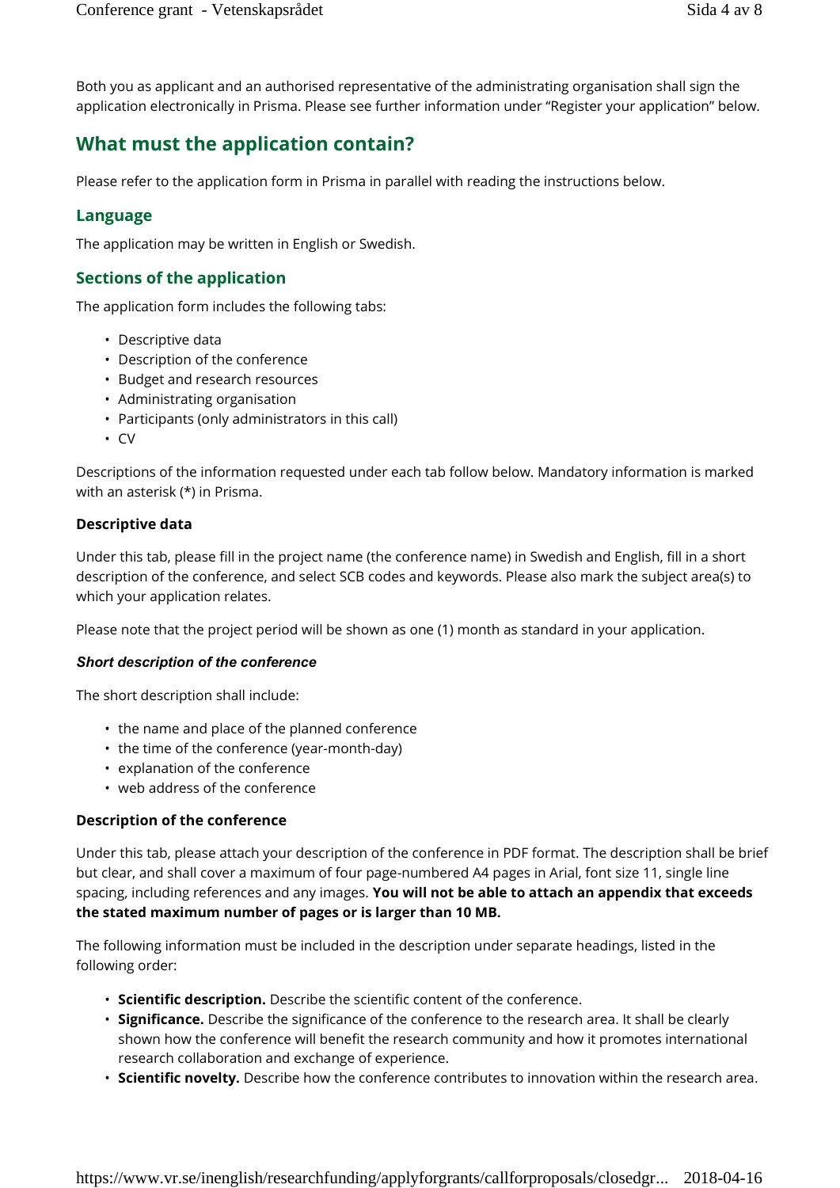Both you as applicant and an authorised representative of the administrating organisation shall sign the application electronically in Prisma. Please see further information under "Register your application" below.

## What must the application contain?

Please refer to the application form in Prisma in parallel with reading the instructions below.

### Language

The application may be written in English or Swedish.

### Sections of the application

The application form includes the following tabs:

- Descriptive data
- Description of the conference
- Budget and research resources
- Administrating organisation
- Participants (only administrators in this call)
- CV

Descriptions of the information requested under each tab follow below. Mandatory information is marked with an asterisk (*) in Prisma.

**Descriptive data**

Under this tab, please fill in the project name (the conference name) in Swedish and English, fill in a short description of the conference, and select SCB codes and keywords. Please also mark the subject area(s) to which your application relates.

Please note that the project period will be shown as one (1) month as standard in your application.

***Short description of the conference***

The short description shall include:

- the name and place of the planned conference
- the time of the conference (year-month-day)
- explanation of the conference
- web address of the conference

**Description of the conference**

Under this tab, please attach your description of the conference in PDF format. The description shall be brief but clear, and shall cover a maximum of four page-numbered A4 pages in Arial, font size 11, single line spacing, including references and any images. **You will not be able to attach an appendix that exceeds the stated maximum number of pages or is larger than 10 MB.**

The following information must be included in the description under separate headings, listed in the following order:

- **Scientific description.** Describe the scientific content of the conference.
- **Significance.** Describe the significance of the conference to the research area. It shall be clearly shown how the conference will benefit the research community and how it promotes international research collaboration and exchange of experience.
- **Scientific novelty.** Describe how the conference contributes to innovation within the research area.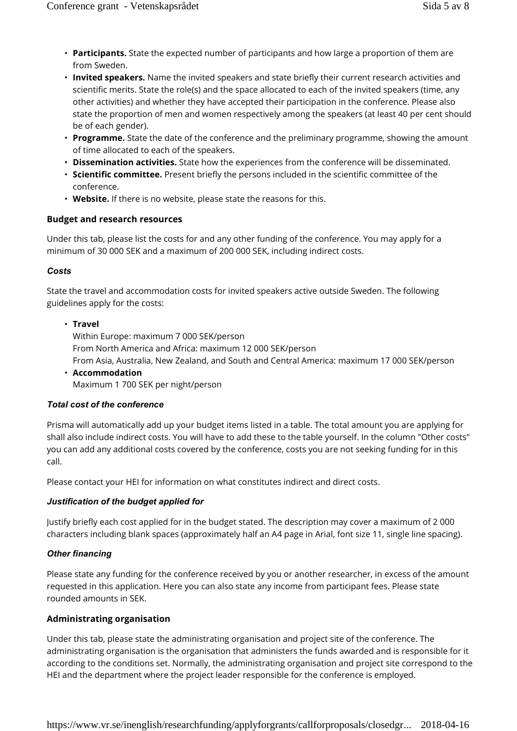- **Participants.** State the expected number of participants and how large a proportion of them are from Sweden.
- **Invited speakers.** Name the invited speakers and state briefly their current research activities and scientific merits. State the role(s) and the space allocated to each of the invited speakers (time, any other activities) and whether they have accepted their participation in the conference. Please also state the proportion of men and women respectively among the speakers (at least 40 per cent should be of each gender).
- **Programme.** State the date of the conference and the preliminary programme, showing the amount of time allocated to each of the speakers.
- **Dissemination activities.** State how the experiences from the conference will be disseminated.
- **Scientific committee.** Present briefly the persons included in the scientific committee of the conference.
- **Website.** If there is no website, please state the reasons for this.

### Budget and research resources

Under this tab, please list the costs for and any other funding of the conference. You may apply for a minimum of 30 000 SEK and a maximum of 200 000 SEK, including indirect costs.

#### *Costs*

State the travel and accommodation costs for invited speakers active outside Sweden. The following guidelines apply for the costs:

- **Travel**
  Within Europe: maximum 7 000 SEK/person
  From North America and Africa: maximum 12 000 SEK/person
  From Asia, Australia, New Zealand, and South and Central America: maximum 17 000 SEK/person
- **Accommodation**
  Maximum 1 700 SEK per night/person

#### *Total cost of the conference*

Prisma will automatically add up your budget items listed in a table. The total amount you are applying for shall also include indirect costs. You will have to add these to the table yourself. In the column "Other costs" you can add any additional costs covered by the conference, costs you are not seeking funding for in this call.

Please contact your HEI for information on what constitutes indirect and direct costs.

#### *Justification of the budget applied for*

Justify briefly each cost applied for in the budget stated. The description may cover a maximum of 2 000 characters including blank spaces (approximately half an A4 page in Arial, font size 11, single line spacing).

#### *Other financing*

Please state any funding for the conference received by you or another researcher, in excess of the amount requested in this application. Here you can also state any income from participant fees. Please state rounded amounts in SEK.

### Administrating organisation

Under this tab, please state the administrating organisation and project site of the conference. The administrating organisation is the organisation that administers the funds awarded and is responsible for it according to the conditions set. Normally, the administrating organisation and project site correspond to the HEI and the department where the project leader responsible for the conference is employed.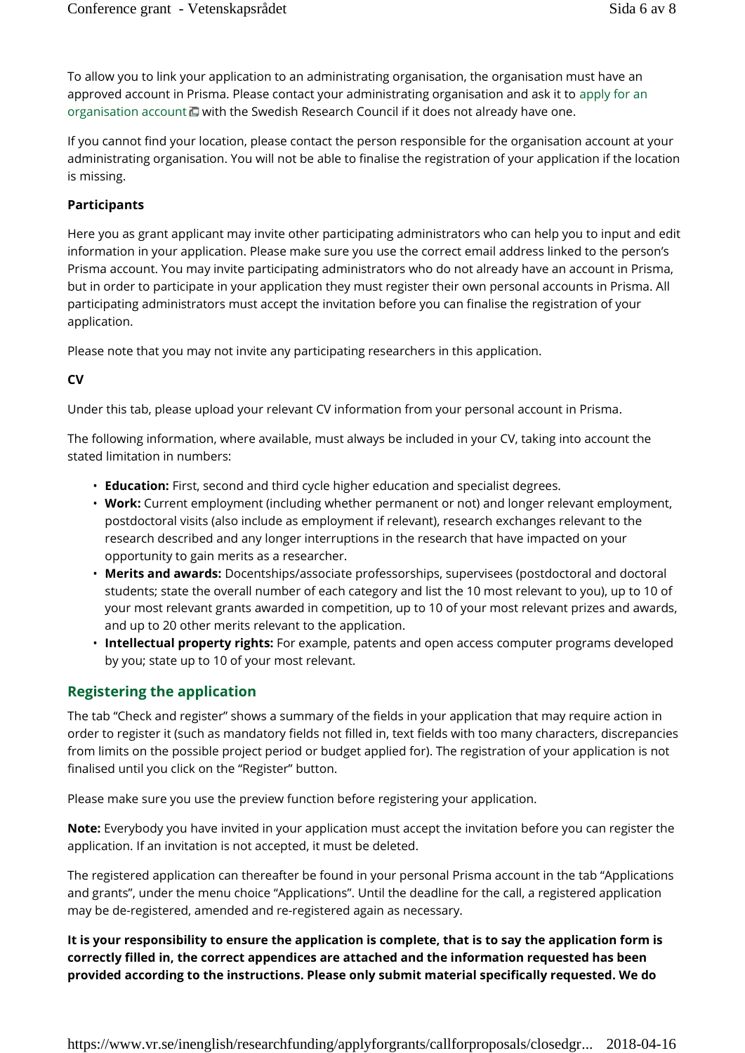To allow you to link your application to an administrating organisation, the organisation must have an approved account in Prisma. Please contact your administrating organisation and ask it to apply for an organisation account with the Swedish Research Council if it does not already have one.

If you cannot find your location, please contact the person responsible for the organisation account at your administrating organisation. You will not be able to finalise the registration of your application if the location is missing.

**Participants**

Here you as grant applicant may invite other participating administrators who can help you to input and edit information in your application. Please make sure you use the correct email address linked to the person's Prisma account. You may invite participating administrators who do not already have an account in Prisma, but in order to participate in your application they must register their own personal accounts in Prisma. All participating administrators must accept the invitation before you can finalise the registration of your application.

Please note that you may not invite any participating researchers in this application.

**CV**

Under this tab, please upload your relevant CV information from your personal account in Prisma.

The following information, where available, must always be included in your CV, taking into account the stated limitation in numbers:

- **Education:** First, second and third cycle higher education and specialist degrees.
- **Work:** Current employment (including whether permanent or not) and longer relevant employment, postdoctoral visits (also include as employment if relevant), research exchanges relevant to the research described and any longer interruptions in the research that have impacted on your opportunity to gain merits as a researcher.
- **Merits and awards:** Docentships/associate professorships, supervisees (postdoctoral and doctoral students; state the overall number of each category and list the 10 most relevant to you), up to 10 of your most relevant grants awarded in competition, up to 10 of your most relevant prizes and awards, and up to 20 other merits relevant to the application.
- **Intellectual property rights:** For example, patents and open access computer programs developed by you; state up to 10 of your most relevant.

## Registering the application

The tab "Check and register" shows a summary of the fields in your application that may require action in order to register it (such as mandatory fields not filled in, text fields with too many characters, discrepancies from limits on the possible project period or budget applied for). The registration of your application is not finalised until you click on the "Register" button.

Please make sure you use the preview function before registering your application.

**Note:** Everybody you have invited in your application must accept the invitation before you can register the application. If an invitation is not accepted, it must be deleted.

The registered application can thereafter be found in your personal Prisma account in the tab "Applications and grants", under the menu choice "Applications". Until the deadline for the call, a registered application may be de-registered, amended and re-registered again as necessary.

**It is your responsibility to ensure the application is complete, that is to say the application form is correctly filled in, the correct appendices are attached and the information requested has been provided according to the instructions. Please only submit material specifically requested. We do**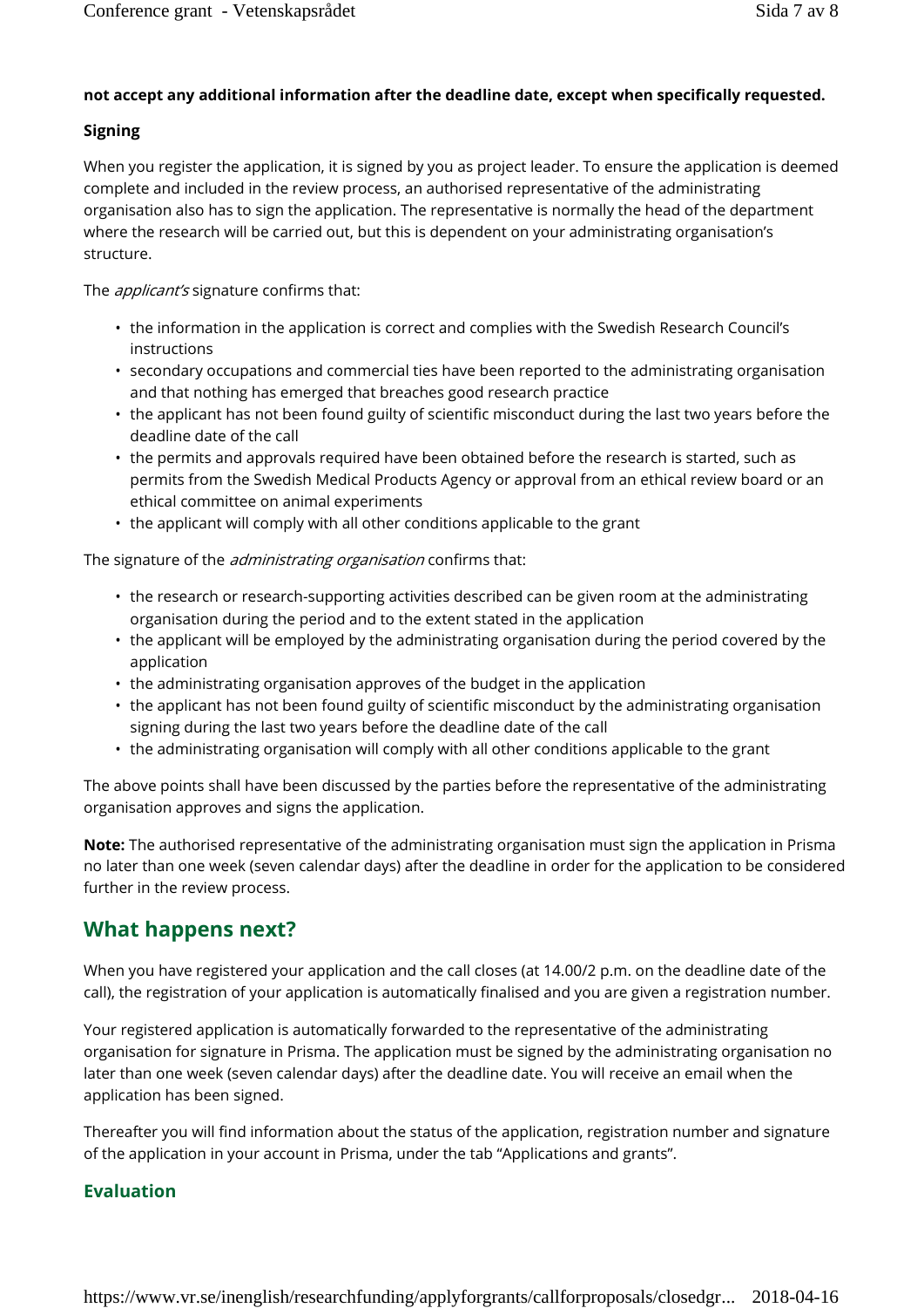**not accept any additional information after the deadline date, except when specifically requested.**

**Signing**

When you register the application, it is signed by you as project leader. To ensure the application is deemed complete and included in the review process, an authorised representative of the administrating organisation also has to sign the application. The representative is normally the head of the department where the research will be carried out, but this is dependent on your administrating organisation's structure.

The *applicant's* signature confirms that:

- the information in the application is correct and complies with the Swedish Research Council's instructions
- secondary occupations and commercial ties have been reported to the administrating organisation and that nothing has emerged that breaches good research practice
- the applicant has not been found guilty of scientific misconduct during the last two years before the deadline date of the call
- the permits and approvals required have been obtained before the research is started, such as permits from the Swedish Medical Products Agency or approval from an ethical review board or an ethical committee on animal experiments
- the applicant will comply with all other conditions applicable to the grant

The signature of the *administrating organisation* confirms that:

- the research or research-supporting activities described can be given room at the administrating organisation during the period and to the extent stated in the application
- the applicant will be employed by the administrating organisation during the period covered by the application
- the administrating organisation approves of the budget in the application
- the applicant has not been found guilty of scientific misconduct by the administrating organisation signing during the last two years before the deadline date of the call
- the administrating organisation will comply with all other conditions applicable to the grant

The above points shall have been discussed by the parties before the representative of the administrating organisation approves and signs the application.

**Note:** The authorised representative of the administrating organisation must sign the application in Prisma no later than one week (seven calendar days) after the deadline in order for the application to be considered further in the review process.

## What happens next?

When you have registered your application and the call closes (at 14.00/2 p.m. on the deadline date of the call), the registration of your application is automatically finalised and you are given a registration number.

Your registered application is automatically forwarded to the representative of the administrating organisation for signature in Prisma. The application must be signed by the administrating organisation no later than one week (seven calendar days) after the deadline date. You will receive an email when the application has been signed.

Thereafter you will find information about the status of the application, registration number and signature of the application in your account in Prisma, under the tab "Applications and grants".

### Evaluation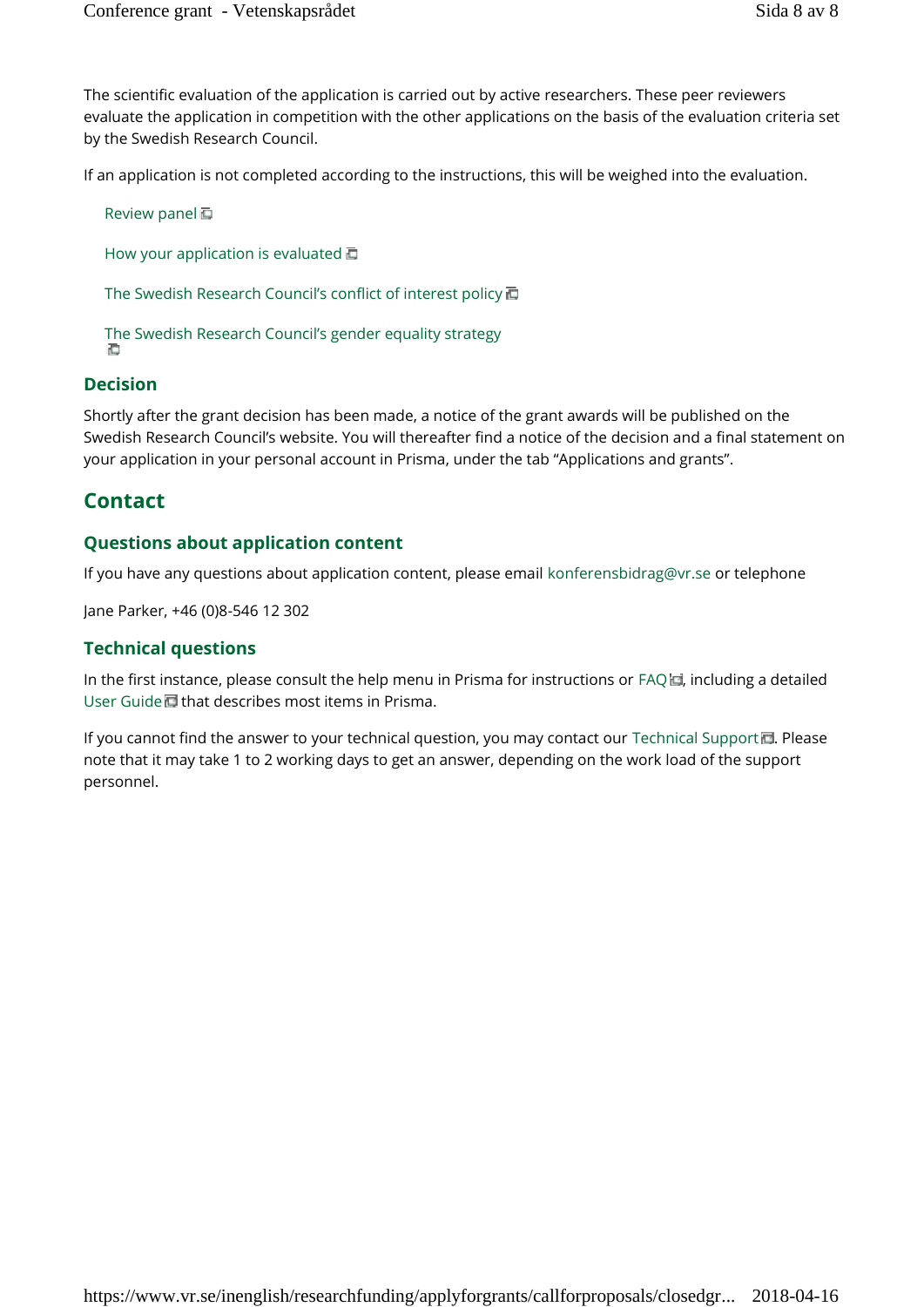The scientific evaluation of the application is carried out by active researchers. These peer reviewers evaluate the application in competition with the other applications on the basis of the evaluation criteria set by the Swedish Research Council.

If an application is not completed according to the instructions, this will be weighed into the evaluation.

- Review panel
- How your application is evaluated
- The Swedish Research Council's conflict of interest policy
- The Swedish Research Council's gender equality strategy

### Decision

Shortly after the grant decision has been made, a notice of the grant awards will be published on the Swedish Research Council's website. You will thereafter find a notice of the decision and a final statement on your application in your personal account in Prisma, under the tab "Applications and grants".

## Contact

### Questions about application content

If you have any questions about application content, please email konferensbidrag@vr.se or telephone

Jane Parker, +46 (0)8-546 12 302

### Technical questions

In the first instance, please consult the help menu in Prisma for instructions or FAQ, including a detailed User Guide that describes most items in Prisma.

If you cannot find the answer to your technical question, you may contact our Technical Support. Please note that it may take 1 to 2 working days to get an answer, depending on the work load of the support personnel.